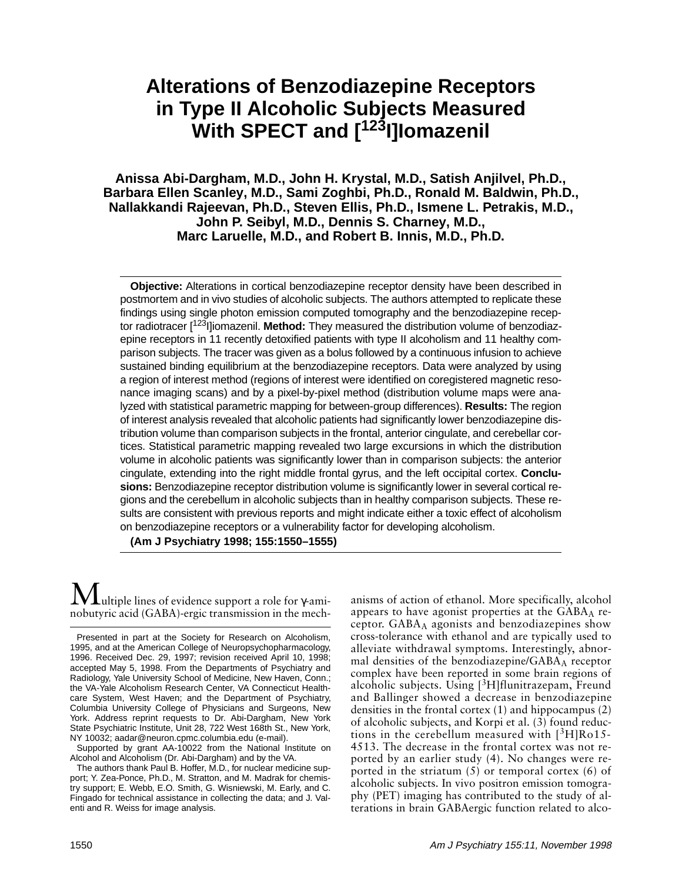# Alterations of Benzodiazepine Receptors in Type II Alcoholic Subjects Measured With SPECT and [$^{123}$I]Iomazenil

**Anissa Abi-Dargham, M.D., John H. Krystal, M.D., Satish Anjilvel, Ph.D., Barbara Ellen Scanley, M.D., Sami Zoghbi, Ph.D., Ronald M. Baldwin, Ph.D., Nallakkandi Rajeevan, Ph.D., Steven Ellis, Ph.D., Ismene L. Petrakis, M.D., John P. Seibyl, M.D., Dennis S. Charney, M.D., Marc Laruelle, M.D., and Robert B. Innis, M.D., Ph.D.**

**Objective:** Alterations in cortical benzodiazepine receptor density have been described in postmortem and in vivo studies of alcoholic subjects. The authors attempted to replicate these findings using single photon emission computed tomography and the benzodiazepine receptor radiotracer [$^{123}$I]iomazenil. **Method:** They measured the distribution volume of benzodiazepine receptors in 11 recently detoxified patients with type II alcoholism and 11 healthy comparison subjects. The tracer was given as a bolus followed by a continuous infusion to achieve sustained binding equilibrium at the benzodiazepine receptors. Data were analyzed by using a region of interest method (regions of interest were identified on coregistered magnetic resonance imaging scans) and by a pixel-by-pixel method (distribution volume maps were analyzed with statistical parametric mapping for between-group differences). **Results:** The region of interest analysis revealed that alcoholic patients had significantly lower benzodiazepine distribution volume than comparison subjects in the frontal, anterior cingulate, and cerebellar cortices. Statistical parametric mapping revealed two large excursions in which the distribution volume in alcoholic patients was significantly lower than in comparison subjects: the anterior cingulate, extending into the right middle frontal gyrus, and the left occipital cortex. **Conclusions:** Benzodiazepine receptor distribution volume is significantly lower in several cortical regions and the cerebellum in alcoholic subjects than in healthy comparison subjects. These results are consistent with previous reports and might indicate either a toxic effect of alcoholism on benzodiazepine receptors or a vulnerability factor for developing alcoholism.

**(Am J Psychiatry 1998; 155:1550–1555)**

Multiple lines of evidence support a role for γ-aminobutyric acid (GABA)-ergic transmission in the mechanisms of action of ethanol. More specifically, alcohol appears to have agonist properties at the $GABA_A$ receptor. $GABA_A$ agonists and benzodiazepines show cross-tolerance with ethanol and are typically used to alleviate withdrawal symptoms. Interestingly, abnormal densities of the benzodiazepine/$GABA_A$ receptor complex have been reported in some brain regions of alcoholic subjects. Using [$^3$H]flunitrazepam, Freund and Ballinger showed a decrease in benzodiazepine densities in the frontal cortex (1) and hippocampus (2) of alcoholic subjects, and Korpi et al. (3) found reductions in the cerebellum measured with [$^3$H]Ro15-4513. The decrease in the frontal cortex was not reported by an earlier study (4). No changes were reported in the striatum (5) or temporal cortex (6) of alcoholic subjects. In vivo positron emission tomography (PET) imaging has contributed to the study of alterations in brain GABAergic function related to alco-

Presented in part at the Society for Research on Alcoholism, 1995, and at the American College of Neuropsychopharmacology, 1996. Received Dec. 29, 1997; revision received April 10, 1998; accepted May 5, 1998. From the Departments of Psychiatry and Radiology, Yale University School of Medicine, New Haven, Conn.; the VA-Yale Alcoholism Research Center, VA Connecticut Healthcare System, West Haven; and the Department of Psychiatry, Columbia University College of Physicians and Surgeons, New York. Address reprint requests to Dr. Abi-Dargham, New York State Psychiatric Institute, Unit 28, 722 West 168th St., New York, NY 10032; aadar@neuron.cpmc.columbia.edu (e-mail).

Supported by grant AA-10022 from the National Institute on Alcohol and Alcoholism (Dr. Abi-Dargham) and by the VA.

The authors thank Paul B. Hoffer, M.D., for nuclear medicine support; Y. Zea-Ponce, Ph.D., M. Stratton, and M. Madrak for chemistry support; E. Webb, E.O. Smith, G. Wisniewski, M. Early, and C. Fingado for technical assistance in collecting the data; and J. Valenti and R. Weiss for image analysis.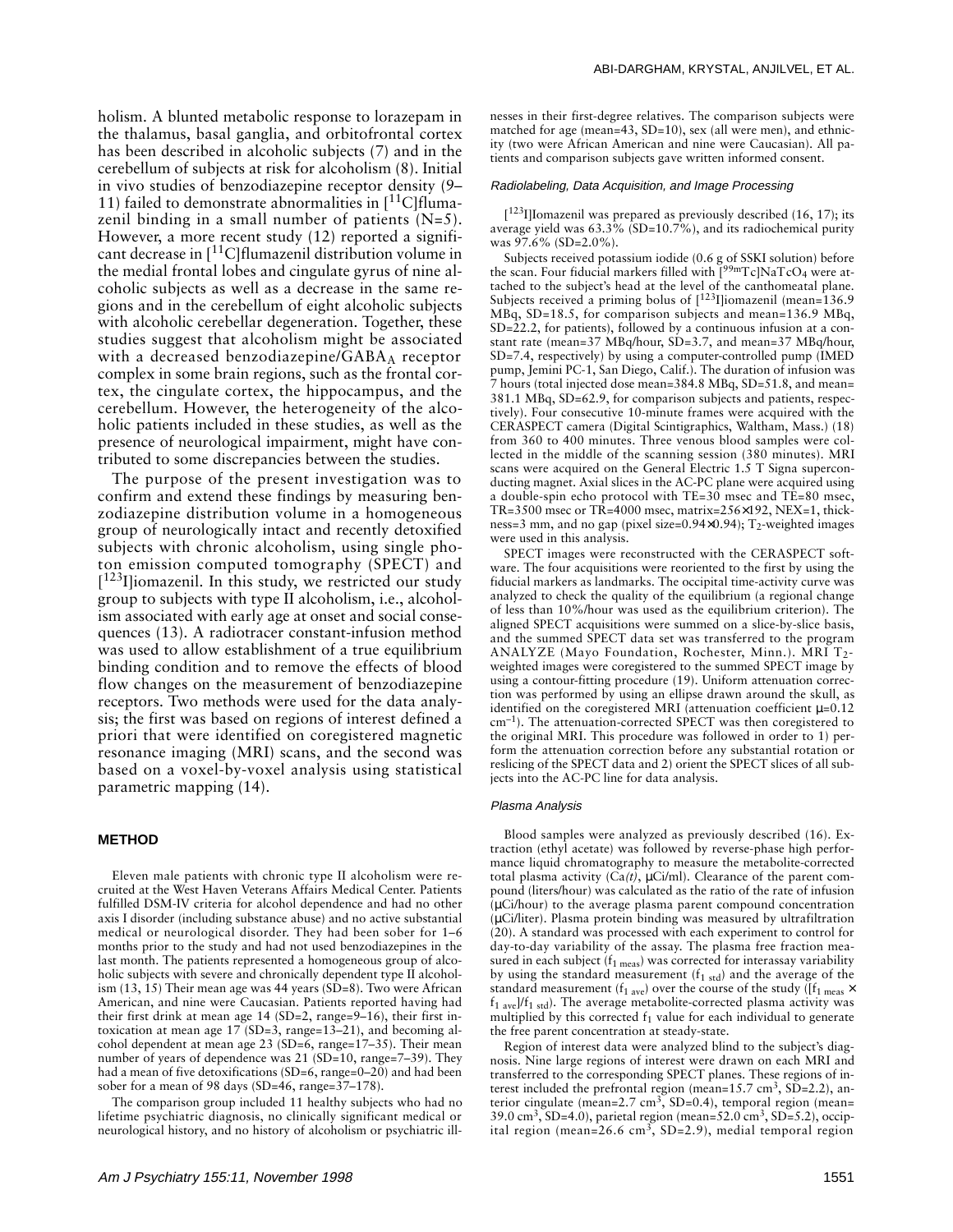holism. A blunted metabolic response to lorazepam in the thalamus, basal ganglia, and orbitofrontal cortex has been described in alcoholic subjects (7) and in the cerebellum of subjects at risk for alcoholism (8). Initial in vivo studies of benzodiazepine receptor density (9–11) failed to demonstrate abnormalities in [$^{11}$C]flumazenil binding in a small number of patients (N=5). However, a more recent study (12) reported a significant decrease in [$^{11}$C]flumazenil distribution volume in the medial frontal lobes and cingulate gyrus of nine alcoholic subjects as well as a decrease in the same regions and in the cerebellum of eight alcoholic subjects with alcoholic cerebellar degeneration. Together, these studies suggest that alcoholism might be associated with a decreased benzodiazepine/$GABA_A$ receptor complex in some brain regions, such as the frontal cortex, the cingulate cortex, the hippocampus, and the cerebellum. However, the heterogeneity of the alcoholic patients included in these studies, as well as the presence of neurological impairment, might have contributed to some discrepancies between the studies.

The purpose of the present investigation was to confirm and extend these findings by measuring benzodiazepine distribution volume in a homogeneous group of neurologically intact and recently detoxified subjects with chronic alcoholism, using single photon emission computed tomography (SPECT) and [$^{123}$I]iomazenil. In this study, we restricted our study group to subjects with type II alcoholism, i.e., alcoholism associated with early age at onset and social consequences (13). A radiotracer constant-infusion method was used to allow establishment of a true equilibrium binding condition and to remove the effects of blood flow changes on the measurement of benzodiazepine receptors. Two methods were used for the data analysis; the first was based on regions of interest defined a priori that were identified on coregistered magnetic resonance imaging (MRI) scans, and the second was based on a voxel-by-voxel analysis using statistical parametric mapping (14).

## METHOD

Eleven male patients with chronic type II alcoholism were recruited at the West Haven Veterans Affairs Medical Center. Patients fulfilled DSM-IV criteria for alcohol dependence and had no other axis I disorder (including substance abuse) and no active substantial medical or neurological disorder. They had been sober for 1–6 months prior to the study and had not used benzodiazepines in the last month. The patients represented a homogeneous group of alcoholic subjects with severe and chronically dependent type II alcoholism (13, 15) Their mean age was 44 years (SD=8). Two were African American, and nine were Caucasian. Patients reported having had their first drink at mean age 14 (SD=2, range=9–16), their first intoxication at mean age 17 (SD=3, range=13–21), and becoming alcohol dependent at mean age 23 (SD=6, range=17–35). Their mean number of years of dependence was 21 (SD=10, range=7–39). They had a mean of five detoxifications (SD=6, range=0–20) and had been sober for a mean of 98 days (SD=46, range=37–178).

The comparison group included 11 healthy subjects who had no lifetime psychiatric diagnosis, no clinically significant medical or neurological history, and no history of alcoholism or psychiatric illnesses in their first-degree relatives. The comparison subjects were matched for age (mean=43, SD=10), sex (all were men), and ethnicity (two were African American and nine were Caucasian). All patients and comparison subjects gave written informed consent.

### Radiolabeling, Data Acquisition, and Image Processing

[$^{123}$I]Iomazenil was prepared as previously described (16, 17); its average yield was 63.3% (SD=10.7%), and its radiochemical purity was 97.6% (SD=2.0%).

Subjects received potassium iodide (0.6 g of SSKI solution) before the scan. Four fiducial markers filled with [$^{99m}$Tc]$NaTcO_4$ were attached to the subject's head at the level of the canthomeatal plane. Subjects received a priming bolus of [$^{123}$I]iomazenil (mean=136.9 MBq, SD=18.5, for comparison subjects and mean=136.9 MBq, SD=22.2, for patients), followed by a continuous infusion at a constant rate (mean=37 MBq/hour, SD=3.7, and mean=37 MBq/hour, SD=7.4, respectively) by using a computer-controlled pump (IMED pump, Jemini PC-1, San Diego, Calif.). The duration of infusion was 7 hours (total injected dose mean=384.8 MBq, SD=51.8, and mean=381.1 MBq, SD=62.9, for comparison subjects and patients, respectively). Four consecutive 10-minute frames were acquired with the CERASPECT camera (Digital Scintigraphics, Waltham, Mass.) (18) from 360 to 400 minutes. Three venous blood samples were collected in the middle of the scanning session (380 minutes). MRI scans were acquired on the General Electric 1.5 T Signa superconducting magnet. Axial slices in the AC-PC plane were acquired using a double-spin echo protocol with TE=30 msec and TE=80 msec, TR=3500 msec or TR=4000 msec, matrix=256×192, NEX=1, thickness=3 mm, and no gap (pixel size=0.94×0.94); $T_2$-weighted images were used in this analysis.

SPECT images were reconstructed with the CERASPECT software. The four acquisitions were reoriented to the first by using the fiducial markers as landmarks. The occipital time-activity curve was analyzed to check the quality of the equilibrium (a regional change of less than 10%/hour was used as the equilibrium criterion). The aligned SPECT acquisitions were summed on a slice-by-slice basis, and the summed SPECT data set was transferred to the program ANALYZE (Mayo Foundation, Rochester, Minn.). MRI $T_2$-weighted images were coregistered to the summed SPECT image by using a contour-fitting procedure (19). Uniform attenuation correction was performed by using an ellipse drawn around the skull, as identified on the coregistered MRI (attenuation coefficient $\mu$=0.12 $cm^{-1}$). The attenuation-corrected SPECT was then coregistered to the original MRI. This procedure was followed in order to 1) perform the attenuation correction before any substantial rotation or reslicing of the SPECT data and 2) orient the SPECT slices of all subjects into the AC-PC line for data analysis.

### Plasma Analysis

Blood samples were analyzed as previously described (16). Extraction (ethyl acetate) was followed by reverse-phase high performance liquid chromatography to measure the metabolite-corrected total plasma activity ($Ca(t)$, μCi/ml). Clearance of the parent compound (liters/hour) was calculated as the ratio of the rate of infusion (μCi/hour) to the average plasma parent compound concentration (μCi/liter). Plasma protein binding was measured by ultrafiltration (20). A standard was processed with each experiment to control for day-to-day variability of the assay. The plasma free fraction measured in each subject ($f_{1\ meas}$) was corrected for interassay variability by using the standard measurement ($f_{1\ std}$) and the average of the standard measurement ($f_{1\ ave}$) over the course of the study ([$f_{1\ meas} \times f_{1\ ave}$]/$f_{1\ std}$). The average metabolite-corrected plasma activity was multiplied by this corrected $f_1$ value for each individual to generate the free parent concentration at steady-state.

Region of interest data were analyzed blind to the subject's diagnosis. Nine large regions of interest were drawn on each MRI and transferred to the corresponding SPECT planes. These regions of interest included the prefrontal region (mean=15.7 $cm^3$, SD=2.2), anterior cingulate (mean=2.7 $cm^3$, SD=0.4), temporal region (mean=39.0 $cm^3$, SD=4.0), parietal region (mean=52.0 $cm^3$, SD=5.2), occipital region (mean=26.6 $cm^3$, SD=2.9), medial temporal region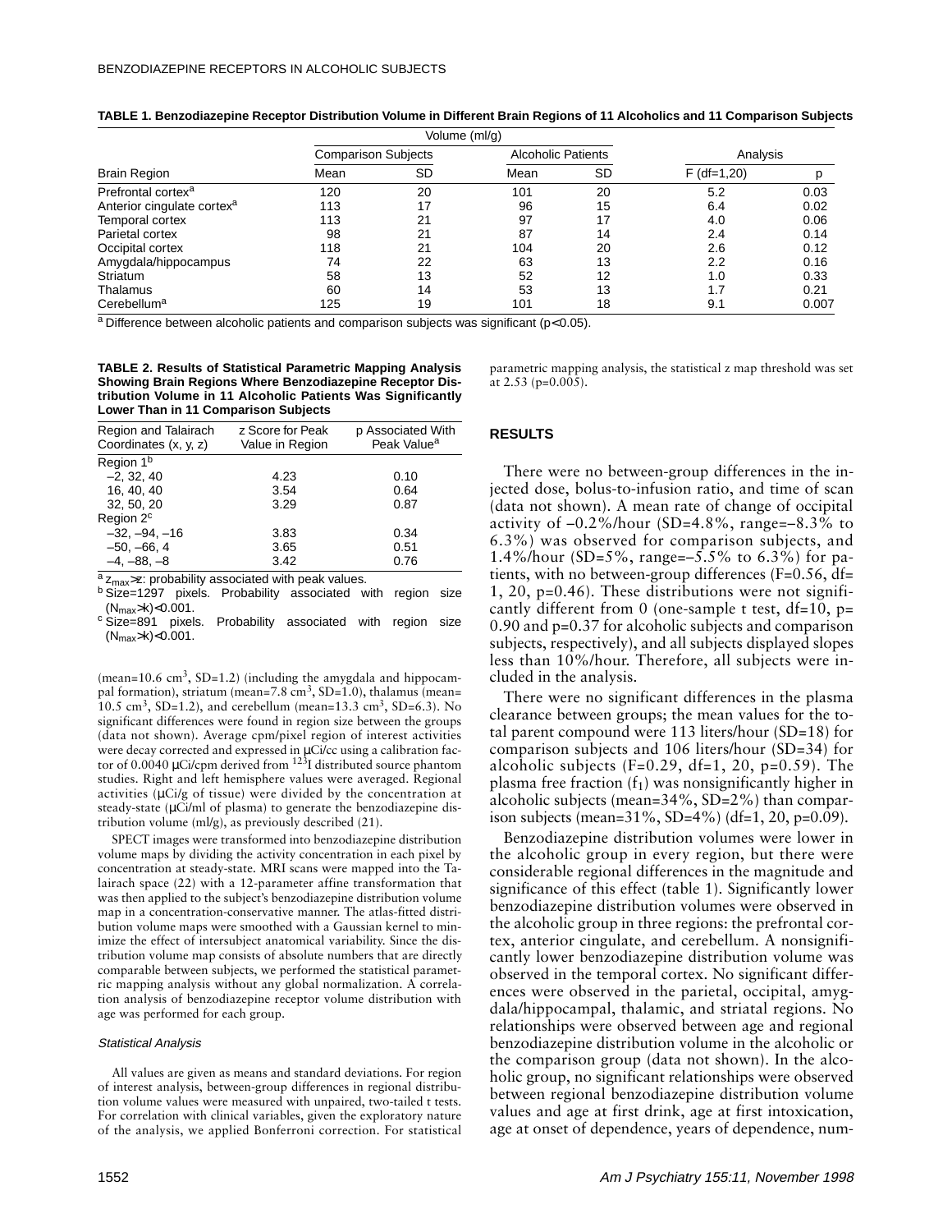**TABLE 1. Benzodiazepine Receptor Distribution Volume in Different Brain Regions of 11 Alcoholics and 11 Comparison Subjects**

| | Volume (ml/g) | | | | Analysis | |
|---|---|---|---|---|---|---|
| | Comparison Subjects | | Alcoholic Patients | | | |
| Brain Region | Mean | SD | Mean | SD | F (df=1,20) | p |
| Prefrontal cortex[a] | 120 | 20 | 101 | 20 | 5.2 | 0.03 |
| Anterior cingulate cortex[a] | 113 | 17 | 96 | 15 | 6.4 | 0.02 |
| Temporal cortex | 113 | 21 | 97 | 17 | 4.0 | 0.06 |
| Parietal cortex | 98 | 21 | 87 | 14 | 2.4 | 0.14 |
| Occipital cortex | 118 | 21 | 104 | 20 | 2.6 | 0.12 |
| Amygdala/hippocampus | 74 | 22 | 63 | 13 | 2.2 | 0.16 |
| Striatum | 58 | 13 | 52 | 12 | 1.0 | 0.33 |
| Thalamus | 60 | 14 | 53 | 13 | 1.7 | 0.21 |
| Cerebellum[a] | 125 | 19 | 101 | 18 | 9.1 | 0.007 |

[a] Difference between alcoholic patients and comparison subjects was significant ($p<0.05$).

**TABLE 2. Results of Statistical Parametric Mapping Analysis Showing Brain Regions Where Benzodiazepine Receptor Distribution Volume in 11 Alcoholic Patients Was Significantly Lower Than in 11 Comparison Subjects**

| Region and Talairach Coordinates (x, y, z) | z Score for Peak Value in Region | p Associated With Peak Value[a] |
|---|---|---|
| Region 1[b] | | |
| –2, 32, 40 | 4.23 | 0.10 |
| 16, 40, 40 | 3.54 | 0.64 |
| 32, 50, 20 | 3.29 | 0.87 |
| Region 2[c] | | |
| –32, –94, –16 | 3.83 | 0.34 |
| –50, –66, 4 | 3.65 | 0.51 |
| –4, –88, –8 | 3.42 | 0.76 |

[a] $z_{max}$>z: probability associated with peak values.
[b] Size=1297 pixels. Probability associated with region size ($N_{max}$>k)<0.001.
[c] Size=891 pixels. Probability associated with region size ($N_{max}$>k)<0.001.

(mean=10.6 $cm^3$, SD=1.2) (including the amygdala and hippocampal formation), striatum (mean=7.8 $cm^3$, SD=1.0), thalamus (mean= 10.5 $cm^3$, SD=1.2), and cerebellum (mean=13.3 $cm^3$, SD=6.3). No significant differences were found in region size between the groups (data not shown). Average cpm/pixel region of interest activities were decay corrected and expressed in μCi/cc using a calibration factor of 0.0040 μCi/cpm derived from $^{123}$I distributed source phantom studies. Right and left hemisphere values were averaged. Regional activities (μCi/g of tissue) were divided by the concentration at steady-state (μCi/ml of plasma) to generate the benzodiazepine distribution volume (ml/g), as previously described (21).

SPECT images were transformed into benzodiazepine distribution volume maps by dividing the activity concentration in each pixel by concentration at steady-state. MRI scans were mapped into the Talairach space (22) with a 12-parameter affine transformation that was then applied to the subject's benzodiazepine distribution volume map in a concentration-conservative manner. The atlas-fitted distribution volume maps were smoothed with a Gaussian kernel to minimize the effect of intersubject anatomical variability. Since the distribution volume map consists of absolute numbers that are directly comparable between subjects, we performed the statistical parametric mapping analysis without any global normalization. A correlation analysis of benzodiazepine receptor volume distribution with age was performed for each group.

#### Statistical Analysis

All values are given as means and standard deviations. For region of interest analysis, between-group differences in regional distribution volume values were measured with unpaired, two-tailed t tests. For correlation with clinical variables, given the exploratory nature of the analysis, we applied Bonferroni correction. For statistical parametric mapping analysis, the statistical z map threshold was set at 2.53 (p=0.005).

## RESULTS

There were no between-group differences in the injected dose, bolus-to-infusion ratio, and time of scan (data not shown). A mean rate of change of occipital activity of –0.2%/hour (SD=4.8%, range=–8.3% to 6.3%) was observed for comparison subjects, and 1.4%/hour (SD=5%, range=–5.5% to 6.3%) for patients, with no between-group differences (F=0.56, df= 1, 20, p=0.46). These distributions were not significantly different from 0 (one-sample t test, df=10, p= 0.90 and p=0.37 for alcoholic subjects and comparison subjects, respectively), and all subjects displayed slopes less than 10%/hour. Therefore, all subjects were included in the analysis.

There were no significant differences in the plasma clearance between groups; the mean values for the total parent compound were 113 liters/hour (SD=18) for comparison subjects and 106 liters/hour (SD=34) for alcoholic subjects (F=0.29, df=1, 20, p=0.59). The plasma free fraction ($f_1$) was nonsignificantly higher in alcoholic subjects (mean=34%, SD=2%) than comparison subjects (mean=31%, SD=4%) (df=1, 20, p=0.09).

Benzodiazepine distribution volumes were lower in the alcoholic group in every region, but there were considerable regional differences in the magnitude and significance of this effect (table 1). Significantly lower benzodiazepine distribution volumes were observed in the alcoholic group in three regions: the prefrontal cortex, anterior cingulate, and cerebellum. A nonsignificantly lower benzodiazepine distribution volume was observed in the temporal cortex. No significant differences were observed in the parietal, occipital, amygdala/hippocampal, thalamic, and striatal regions. No relationships were observed between age and regional benzodiazepine distribution volume in the alcoholic or the comparison group (data not shown). In the alcoholic group, no significant relationships were observed between regional benzodiazepine distribution volume values and age at first drink, age at first intoxication, age at onset of dependence, years of dependence, num-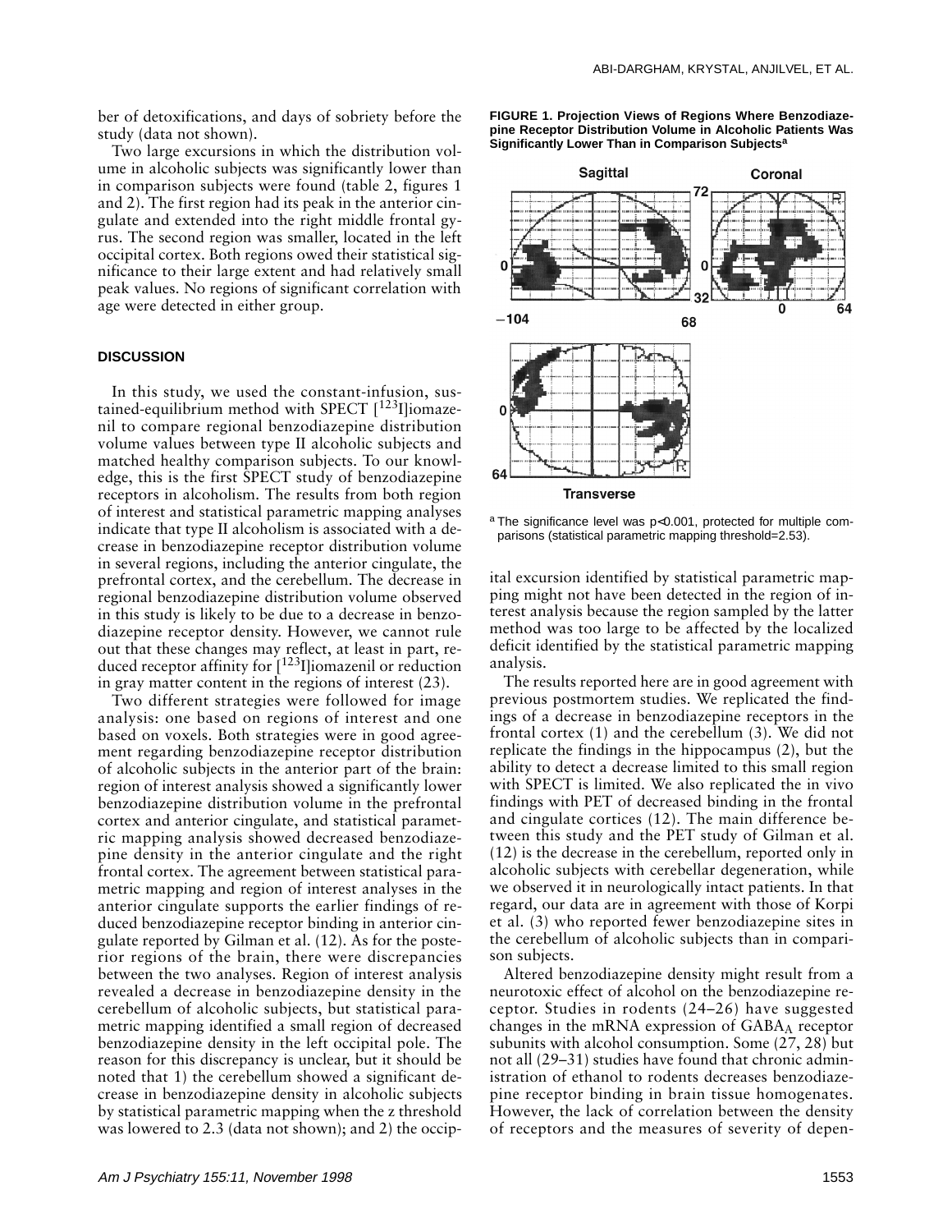ber of detoxifications, and days of sobriety before the study (data not shown).

Two large excursions in which the distribution volume in alcoholic subjects was significantly lower than in comparison subjects were found (table 2, figures 1 and 2). The first region had its peak in the anterior cingulate and extended into the right middle frontal gyrus. The second region was smaller, located in the left occipital cortex. Both regions owed their statistical significance to their large extent and had relatively small peak values. No regions of significant correlation with age were detected in either group.

**FIGURE 1. Projection Views of Regions Where Benzodiazepine Receptor Distribution Volume in Alcoholic Patients Was Significantly Lower Than in Comparison Subjects[a]**

Sagittal

Coronal

72

0

0

32

0

64

−104

68

0

64

Transverse

[a] The significance level was $p<0.001$, protected for multiple comparisons (statistical parametric mapping threshold=2.53).

## DISCUSSION

In this study, we used the constant-infusion, sustained-equilibrium method with SPECT [$^{123}$I]iomazenil to compare regional benzodiazepine distribution volume values between type II alcoholic subjects and matched healthy comparison subjects. To our knowledge, this is the first SPECT study of benzodiazepine receptors in alcoholism. The results from both region of interest and statistical parametric mapping analyses indicate that type II alcoholism is associated with a decrease in benzodiazepine receptor distribution volume in several regions, including the anterior cingulate, the prefrontal cortex, and the cerebellum. The decrease in regional benzodiazepine distribution volume observed in this study is likely to be due to a decrease in benzodiazepine receptor density. However, we cannot rule out that these changes may reflect, at least in part, reduced receptor affinity for [$^{123}$I]iomazenil or reduction in gray matter content in the regions of interest (23).

Two different strategies were followed for image analysis: one based on regions of interest and one based on voxels. Both strategies were in good agreement regarding benzodiazepine receptor distribution of alcoholic subjects in the anterior part of the brain: region of interest analysis showed a significantly lower benzodiazepine distribution volume in the prefrontal cortex and anterior cingulate, and statistical parametric mapping analysis showed decreased benzodiazepine density in the anterior cingulate and the right frontal cortex. The agreement between statistical parametric mapping and region of interest analyses in the anterior cingulate supports the earlier findings of reduced benzodiazepine receptor binding in anterior cingulate reported by Gilman et al. (12). As for the posterior regions of the brain, there were discrepancies between the two analyses. Region of interest analysis revealed a decrease in benzodiazepine density in the cerebellum of alcoholic subjects, but statistical parametric mapping identified a small region of decreased benzodiazepine density in the left occipital pole. The reason for this discrepancy is unclear, but it should be noted that 1) the cerebellum showed a significant decrease in benzodiazepine density in alcoholic subjects by statistical parametric mapping when the z threshold was lowered to 2.3 (data not shown); and 2) the occipital excursion identified by statistical parametric mapping might not have been detected in the region of interest analysis because the region sampled by the latter method was too large to be affected by the localized deficit identified by the statistical parametric mapping analysis.

The results reported here are in good agreement with previous postmortem studies. We replicated the findings of a decrease in benzodiazepine receptors in the frontal cortex (1) and the cerebellum (3). We did not replicate the findings in the hippocampus (2), but the ability to detect a decrease limited to this small region with SPECT is limited. We also replicated the in vivo findings with PET of decreased binding in the frontal and cingulate cortices (12). The main difference between this study and the PET study of Gilman et al. (12) is the decrease in the cerebellum, reported only in alcoholic subjects with cerebellar degeneration, while we observed it in neurologically intact patients. In that regard, our data are in agreement with those of Korpi et al. (3) who reported fewer benzodiazepine sites in the cerebellum of alcoholic subjects than in comparison subjects.

Altered benzodiazepine density might result from a neurotoxic effect of alcohol on the benzodiazepine receptor. Studies in rodents (24–26) have suggested changes in the mRNA expression of $GABA_A$ receptor subunits with alcohol consumption. Some (27, 28) but not all (29–31) studies have found that chronic administration of ethanol to rodents decreases benzodiazepine receptor binding in brain tissue homogenates. However, the lack of correlation between the density of receptors and the measures of severity of depen-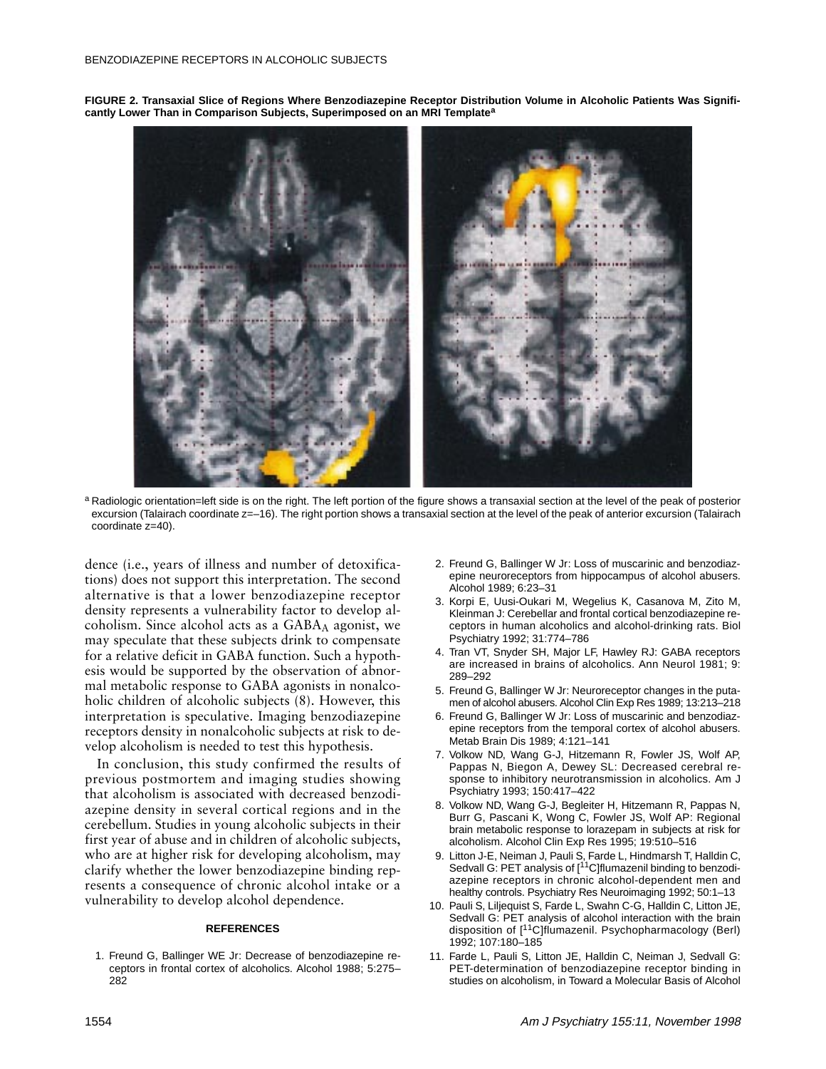**FIGURE 2. Transaxial Slice of Regions Where Benzodiazepine Receptor Distribution Volume in Alcoholic Patients Was Significantly Lower Than in Comparison Subjects, Superimposed on an MRI Template[a]**

[a] Radiologic orientation=left side is on the right. The left portion of the figure shows a transaxial section at the level of the peak of posterior excursion (Talairach coordinate z=–16). The right portion shows a transaxial section at the level of the peak of anterior excursion (Talairach coordinate z=40).

dence (i.e., years of illness and number of detoxifications) does not support this interpretation. The second alternative is that a lower benzodiazepine receptor density represents a vulnerability factor to develop alcoholism. Since alcohol acts as a $GABA_A$ agonist, we may speculate that these subjects drink to compensate for a relative deficit in GABA function. Such a hypothesis would be supported by the observation of abnormal metabolic response to GABA agonists in nonalcoholic children of alcoholic subjects (8). However, this interpretation is speculative. Imaging benzodiazepine receptors density in nonalcoholic subjects at risk to develop alcoholism is needed to test this hypothesis.

In conclusion, this study confirmed the results of previous postmortem and imaging studies showing that alcoholism is associated with decreased benzodiazepine density in several cortical regions and in the cerebellum. Studies in young alcoholic subjects in their first year of abuse and in children of alcoholic subjects, who are at higher risk for developing alcoholism, may clarify whether the lower benzodiazepine binding represents a consequence of chronic alcohol intake or a vulnerability to develop alcohol dependence.

## REFERENCES

1. Freund G, Ballinger WE Jr: Decrease of benzodiazepine receptors in frontal cortex of alcoholics. Alcohol 1988; 5:275–282
2. Freund G, Ballinger W Jr: Loss of muscarinic and benzodiazepine neuroreceptors from hippocampus of alcohol abusers. Alcohol 1989; 6:23–31
3. Korpi E, Uusi-Oukari M, Wegelius K, Casanova M, Zito M, Kleinman J: Cerebellar and frontal cortical benzodiazepine receptors in human alcoholics and alcohol-drinking rats. Biol Psychiatry 1992; 31:774–786
4. Tran VT, Snyder SH, Major LF, Hawley RJ: GABA receptors are increased in brains of alcoholics. Ann Neurol 1981; 9:289–292
5. Freund G, Ballinger W Jr: Neuroreceptor changes in the putamen of alcohol abusers. Alcohol Clin Exp Res 1989; 13:213–218
6. Freund G, Ballinger W Jr: Loss of muscarinic and benzodiazepine receptors from the temporal cortex of alcohol abusers. Metab Brain Dis 1989; 4:121–141
7. Volkow ND, Wang G-J, Hitzemann R, Fowler JS, Wolf AP, Pappas N, Biegon A, Dewey SL: Decreased cerebral response to inhibitory neurotransmission in alcoholics. Am J Psychiatry 1993; 150:417–422
8. Volkow ND, Wang G-J, Begleiter H, Hitzemann R, Pappas N, Burr G, Pascani K, Wong C, Fowler JS, Wolf AP: Regional brain metabolic response to lorazepam in subjects at risk for alcoholism. Alcohol Clin Exp Res 1995; 19:510–516
9. Litton J-E, Neiman J, Pauli S, Farde L, Hindmarsh T, Halldin C, Sedvall G: PET analysis of [$^{11}$C]flumazenil binding to benzodiazepine receptors in chronic alcohol-dependent men and healthy controls. Psychiatry Res Neuroimaging 1992; 50:1–13
10. Pauli S, Liljequist S, Farde L, Swahn C-G, Halldin C, Litton JE, Sedvall G: PET analysis of alcohol interaction with the brain disposition of [$^{11}$C]flumazenil. Psychopharmacology (Berl) 1992; 107:180–185
11. Farde L, Pauli S, Litton JE, Halldin C, Neiman J, Sedvall G: PET-determination of benzodiazepine receptor binding in studies on alcoholism, in Toward a Molecular Basis of Alcohol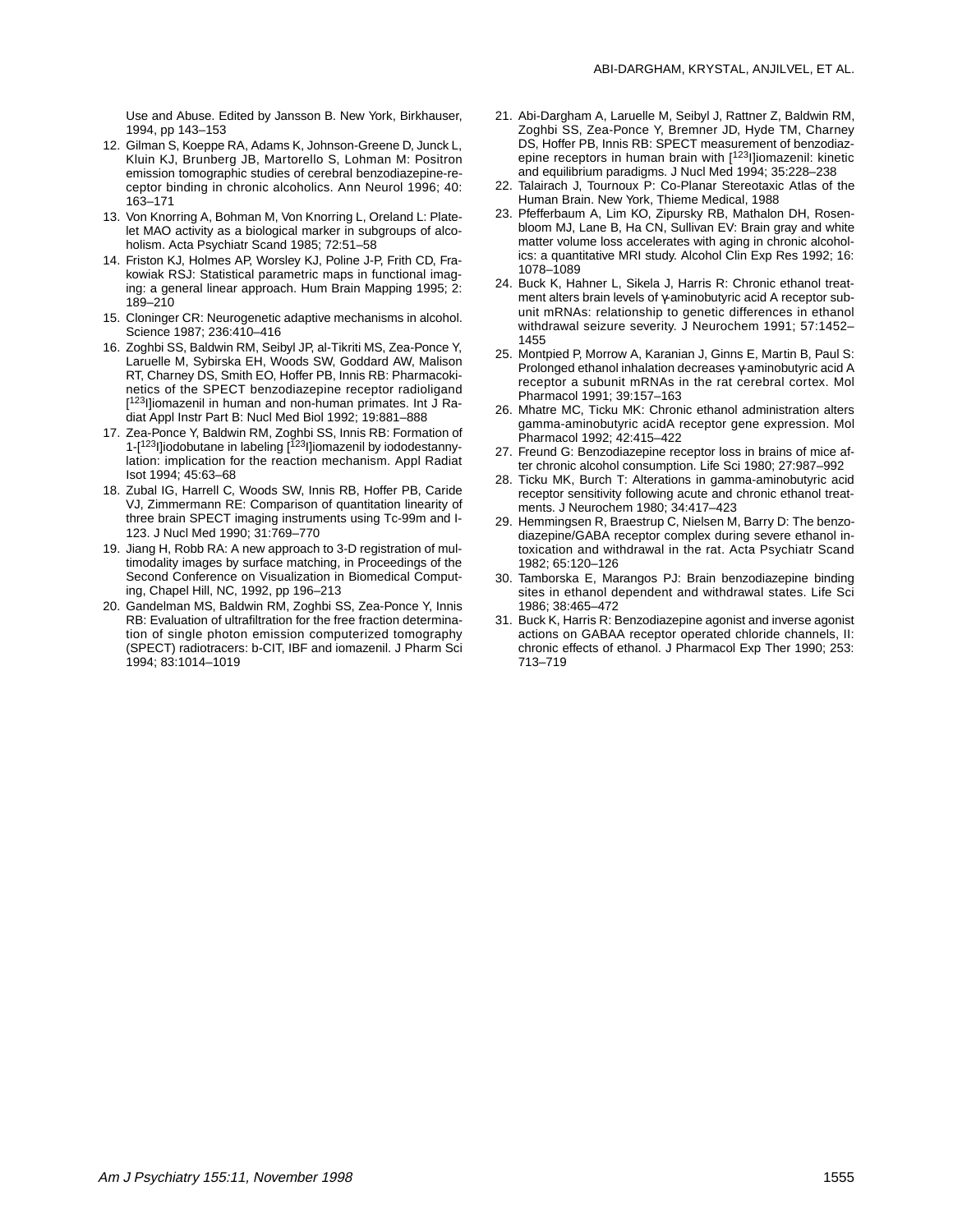Use and Abuse. Edited by Jansson B. New York, Birkhauser, 1994, pp 143–153

12. Gilman S, Koeppe RA, Adams K, Johnson-Greene D, Junck L, Kluin KJ, Brunberg JB, Martorello S, Lohman M: Positron emission tomographic studies of cerebral benzodiazepine-receptor binding in chronic alcoholics. Ann Neurol 1996; 40: 163–171
13. Von Knorring A, Bohman M, Von Knorring L, Oreland L: Platelet MAO activity as a biological marker in subgroups of alcoholism. Acta Psychiatr Scand 1985; 72:51–58
14. Friston KJ, Holmes AP, Worsley KJ, Poline J-P, Frith CD, Frakowiak RSJ: Statistical parametric maps in functional imaging: a general linear approach. Hum Brain Mapping 1995; 2: 189–210
15. Cloninger CR: Neurogenetic adaptive mechanisms in alcohol. Science 1987; 236:410–416
16. Zoghbi SS, Baldwin RM, Seibyl JP, al-Tikriti MS, Zea-Ponce Y, Laruelle M, Sybirska EH, Woods SW, Goddard AW, Malison RT, Charney DS, Smith EO, Hoffer PB, Innis RB: Pharmacokinetics of the SPECT benzodiazepine receptor radioligand [$^{123}$I]iomazenil in human and non-human primates. Int J Radiat Appl Instr Part B: Nucl Med Biol 1992; 19:881–888
17. Zea-Ponce Y, Baldwin RM, Zoghbi SS, Innis RB: Formation of 1-[$^{123}$I]iodobutane in labeling [$^{123}$I]iomazenil by iododestannylation: implication for the reaction mechanism. Appl Radiat Isot 1994; 45:63–68
18. Zubal IG, Harrell C, Woods SW, Innis RB, Hoffer PB, Caride VJ, Zimmermann RE: Comparison of quantitation linearity of three brain SPECT imaging instruments using Tc-99m and I-123. J Nucl Med 1990; 31:769–770
19. Jiang H, Robb RA: A new approach to 3-D registration of multimodality images by surface matching, in Proceedings of the Second Conference on Visualization in Biomedical Computing, Chapel Hill, NC, 1992, pp 196–213
20. Gandelman MS, Baldwin RM, Zoghbi SS, Zea-Ponce Y, Innis RB: Evaluation of ultrafiltration for the free fraction determination of single photon emission computerized tomography (SPECT) radiotracers: b-CIT, IBF and iomazenil. J Pharm Sci 1994; 83:1014–1019
21. Abi-Dargham A, Laruelle M, Seibyl J, Rattner Z, Baldwin RM, Zoghbi SS, Zea-Ponce Y, Bremner JD, Hyde TM, Charney DS, Hoffer PB, Innis RB: SPECT measurement of benzodiazepine receptors in human brain with [$^{123}$I]iomazenil: kinetic and equilibrium paradigms. J Nucl Med 1994; 35:228–238
22. Talairach J, Tournoux P: Co-Planar Stereotaxic Atlas of the Human Brain. New York, Thieme Medical, 1988
23. Pfefferbaum A, Lim KO, Zipursky RB, Mathalon DH, Rosenbloom MJ, Lane B, Ha CN, Sullivan EV: Brain gray and white matter volume loss accelerates with aging in chronic alcoholics: a quantitative MRI study. Alcohol Clin Exp Res 1992; 16: 1078–1089
24. Buck K, Hahner L, Sikela J, Harris R: Chronic ethanol treatment alters brain levels of γ-aminobutyric acid A receptor subunit mRNAs: relationship to genetic differences in ethanol withdrawal seizure severity. J Neurochem 1991; 57:1452–1455
25. Montpied P, Morrow A, Karanian J, Ginns E, Martin B, Paul S: Prolonged ethanol inhalation decreases γ-aminobutyric acid A receptor a subunit mRNAs in the rat cerebral cortex. Mol Pharmacol 1991; 39:157–163
26. Mhatre MC, Ticku MK: Chronic ethanol administration alters gamma-aminobutyric acidA receptor gene expression. Mol Pharmacol 1992; 42:415–422
27. Freund G: Benzodiazepine receptor loss in brains of mice after chronic alcohol consumption. Life Sci 1980; 27:987–992
28. Ticku MK, Burch T: Alterations in gamma-aminobutyric acid receptor sensitivity following acute and chronic ethanol treatments. J Neurochem 1980; 34:417–423
29. Hemmingsen R, Braestrup C, Nielsen M, Barry D: The benzodiazepine/GABA receptor complex during severe ethanol intoxication and withdrawal in the rat. Acta Psychiatr Scand 1982; 65:120–126
30. Tamborska E, Marangos PJ: Brain benzodiazepine binding sites in ethanol dependent and withdrawal states. Life Sci 1986; 38:465–472
31. Buck K, Harris R: Benzodiazepine agonist and inverse agonist actions on GABAA receptor operated chloride channels, II: chronic effects of ethanol. J Pharmacol Exp Ther 1990; 253: 713–719